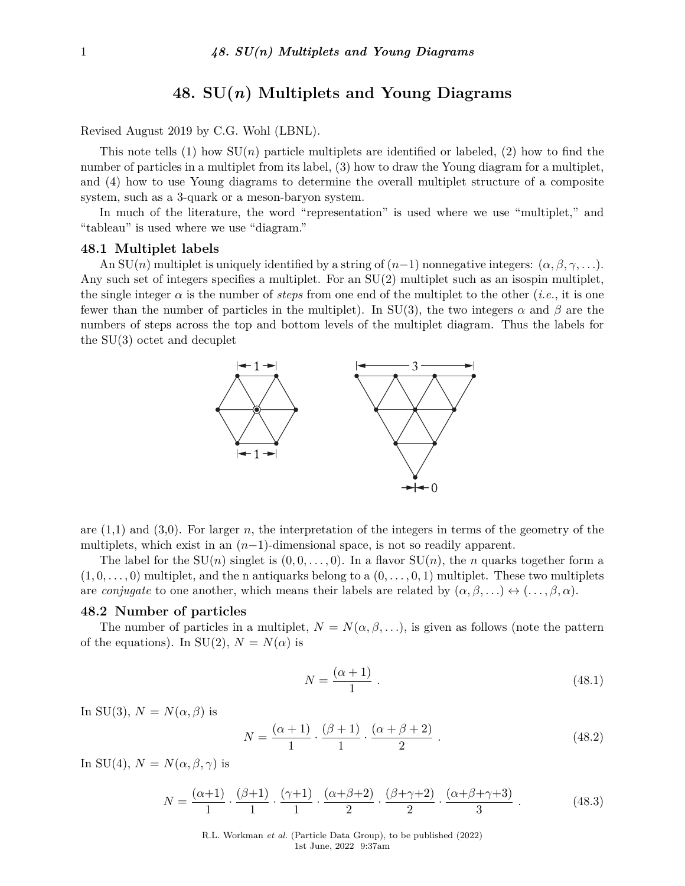# 48. SU($n$) Multiplets and Young Diagrams

Revised August 2019 by C.G. Wohl (LBNL).

This note tells (1) how SU($n$) particle multiplets are identified or labeled, (2) how to find the number of particles in a multiplet from its label, (3) how to draw the Young diagram for a multiplet, and (4) how to use Young diagrams to determine the overall multiplet structure of a composite system, such as a 3-quark or a meson-baryon system.

In much of the literature, the word "representation" is used where we use "multiplet," and "tableau" is used where we use "diagram."

## 48.1 Multiplet labels

An SU($n$) multiplet is uniquely identified by a string of ($n-1$) nonnegative integers: $(\alpha, \beta, \gamma, \ldots)$. Any such set of integers specifies a multiplet. For an SU(2) multiplet such as an isospin multiplet, the single integer $\alpha$ is the number of *steps* from one end of the multiplet to the other (*i.e.*, it is one fewer than the number of particles in the multiplet). In SU(3), the two integers $\alpha$ and $\beta$ are the numbers of steps across the top and bottom levels of the multiplet diagram. Thus the labels for the SU(3) octet and decuplet

are (1,1) and (3,0). For larger $n$, the interpretation of the integers in terms of the geometry of the multiplets, which exist in an ($n-1$)-dimensional space, is not so readily apparent.

The label for the SU($n$) singlet is $(0, 0, \ldots, 0)$. In a flavor SU($n$), the $n$ quarks together form a $(1, 0, \ldots, 0)$ multiplet, and the n antiquarks belong to a $(0, \ldots, 0, 1)$ multiplet. These two multiplets are *conjugate* to one another, which means their labels are related by $(\alpha, \beta, \ldots) \leftrightarrow (\ldots, \beta, \alpha)$.

## 48.2 Number of particles

The number of particles in a multiplet, $N = N(\alpha, \beta, \ldots)$, is given as follows (note the pattern of the equations). In SU(2), $N = N(\alpha)$ is

$$N = \frac{(\alpha + 1)}{1} \; . \tag{48.1}$$

In SU(3), $N = N(\alpha, \beta)$ is

$$N = \frac{(\alpha + 1)}{1} \cdot \frac{(\beta + 1)}{1} \cdot \frac{(\alpha + \beta + 2)}{2} \; . \tag{48.2}$$

In SU(4), $N = N(\alpha, \beta, \gamma)$ is

$$N = \frac{(\alpha{+}1)}{1} \cdot \frac{(\beta{+}1)}{1} \cdot \frac{(\gamma{+}1)}{1} \cdot \frac{(\alpha{+}\beta{+}2)}{2} \cdot \frac{(\beta{+}\gamma{+}2)}{2} \cdot \frac{(\alpha{+}\beta{+}\gamma{+}3)}{3} \; . \tag{48.3}$$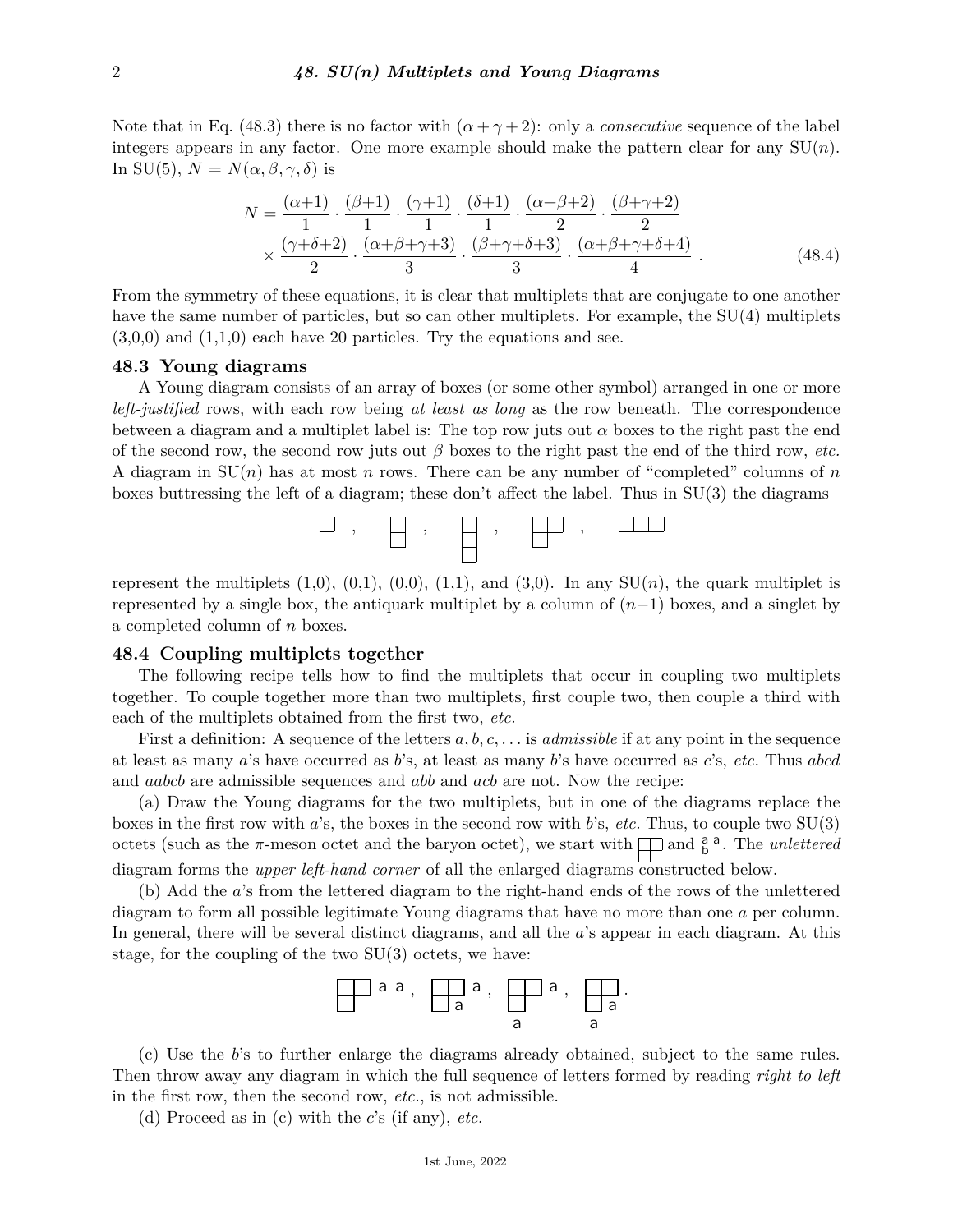Note that in Eq. (48.3) there is no factor with $(\alpha + \gamma + 2)$: only a *consecutive* sequence of the label integers appears in any factor. One more example should make the pattern clear for any SU($n$). In SU(5), $N = N(\alpha, \beta, \gamma, \delta)$ is

$$
N = \frac{(\alpha+1)}{1} \cdot \frac{(\beta+1)}{1} \cdot \frac{(\gamma+1)}{1} \cdot \frac{(\delta+1)}{1} \cdot \frac{(\alpha+\beta+2)}{2} \cdot \frac{(\beta+\gamma+2)}{2}
\times \frac{(\gamma+\delta+2)}{2} \cdot \frac{(\alpha+\beta+\gamma+3)}{3} \cdot \frac{(\beta+\gamma+\delta+3)}{3} \cdot \frac{(\alpha+\beta+\gamma+\delta+4)}{4} . \tag{48.4}
$$

From the symmetry of these equations, it is clear that multiplets that are conjugate to one another have the same number of particles, but so can other multiplets. For example, the SU(4) multiplets (3,0,0) and (1,1,0) each have 20 particles. Try the equations and see.

## 48.3 Young diagrams

A Young diagram consists of an array of boxes (or some other symbol) arranged in one or more *left-justified* rows, with each row being *at least as long* as the row beneath. The correspondence between a diagram and a multiplet label is: The top row juts out $\alpha$ boxes to the right past the end of the second row, the second row juts out $\beta$ boxes to the right past the end of the third row, *etc.* A diagram in SU($n$) has at most $n$ rows. There can be any number of "completed" columns of $n$ boxes buttressing the left of a diagram; these don't affect the label. Thus in SU(3) the diagrams

□ , (column of 2 boxes) , (column of 3 boxes) , (row of 2 boxes over 1 box) , (row of 3 boxes)

represent the multiplets (1,0), (0,1), (0,0), (1,1), and (3,0). In any SU($n$), the quark multiplet is represented by a single box, the antiquark multiplet by a column of $(n-1)$ boxes, and a singlet by a completed column of $n$ boxes.

## 48.4 Coupling multiplets together

The following recipe tells how to find the multiplets that occur in coupling two multiplets together. To couple together more than two multiplets, first couple two, then couple a third with each of the multiplets obtained from the first two, *etc.*

First a definition: A sequence of the letters $a, b, c, \ldots$ is *admissible* if at any point in the sequence at least as many $a$'s have occurred as $b$'s, at least as many $b$'s have occurred as $c$'s, *etc.* Thus *abcd* and *aabcb* are admissible sequences and *abb* and *acb* are not. Now the recipe:

(a) Draw the Young diagrams for the two multiplets, but in one of the diagrams replace the boxes in the first row with $a$'s, the boxes in the second row with $b$'s, *etc.* Thus, to couple two SU(3) octets (such as the $\pi$-meson octet and the baryon octet), we start with (two boxes over one box) and (a a over b). The *unlettered* diagram forms the *upper left-hand corner* of all the enlarged diagrams constructed below.

(b) Add the $a$'s from the lettered diagram to the right-hand ends of the rows of the unlettered diagram to form all possible legitimate Young diagrams that have no more than one $a$ per column. In general, there will be several distinct diagrams, and all the $a$'s appear in each diagram. At this stage, for the coupling of the two SU(3) octets, we have:

(□□ a a over □) , (□□ a over □ a) , (□□ a over □ over a) , (□□ over □ a over a) .

(c) Use the $b$'s to further enlarge the diagrams already obtained, subject to the same rules. Then throw away any diagram in which the full sequence of letters formed by reading *right to left* in the first row, then the second row, *etc.*, is not admissible.

(d) Proceed as in (c) with the $c$'s (if any), *etc.*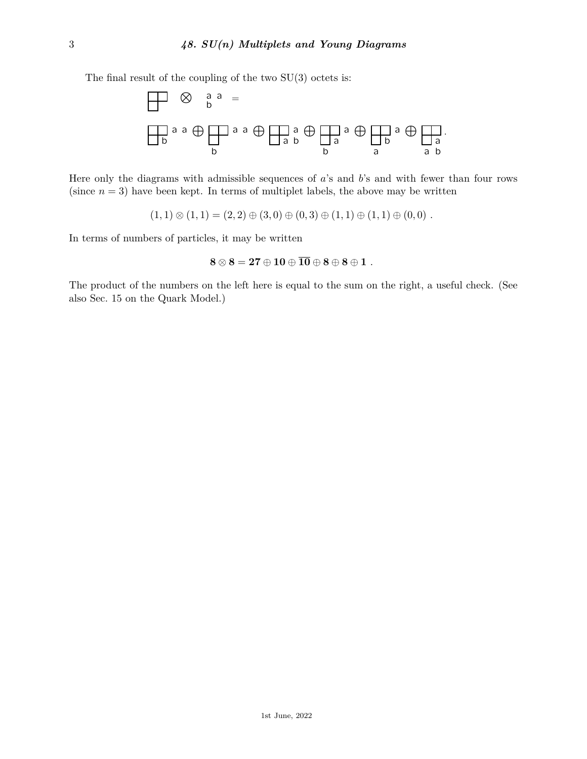The final result of the coupling of the two SU(3) octets is:

$$\begin{array}{|c|c|}\hline \phantom{a} & \phantom{a} \\ \hline \phantom{a} \\ \cline{1-1}\end{array} \otimes \begin{array}{cc} a & a \\ b \end{array} =$$

$$\begin{array}{|c|c|}\hline \phantom{a} & \phantom{a} \\ \hline \phantom{a} \\ \cline{1-1}\end{array}\begin{array}{cc} a & a \end{array}\!\!\!\!\!\begin{array}{c} \\ b\end{array} \oplus \cdots \oplus \cdots \oplus \cdots \oplus \cdots \oplus \cdots .$$

Here only the diagrams with admissible sequences of $a$'s and $b$'s and with fewer than four rows (since $n = 3$) have been kept. In terms of multiplet labels, the above may be written

$$(1,1) \otimes (1,1) = (2,2) \oplus (3,0) \oplus (0,3) \oplus (1,1) \oplus (1,1) \oplus (0,0) \ .$$

In terms of numbers of particles, it may be written

$$\mathbf{8} \otimes \mathbf{8} = \mathbf{27} \oplus \mathbf{10} \oplus \overline{\mathbf{10}} \oplus \mathbf{8} \oplus \mathbf{8} \oplus \mathbf{1} \ .$$

The product of the numbers on the left here is equal to the sum on the right, a useful check. (See also Sec. 15 on the Quark Model.)